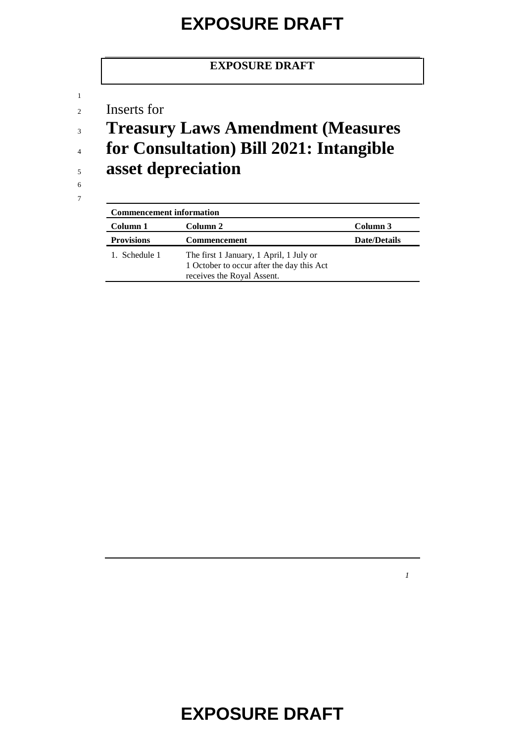**EXPOSURE DRAFT**

Inserts for

# Treasury Laws Amendment (Measures for Consultation) Bill 2021: Intangible asset depreciation

| Commencement information | | |
|---|---|---|
| **Column 1** | **Column 2** | **Column 3** |
| **Provisions** | **Commencement** | **Date/Details** |
| 1. Schedule 1 | The first 1 January, 1 April, 1 July or 1 October to occur after the day this Act receives the Royal Assent. | |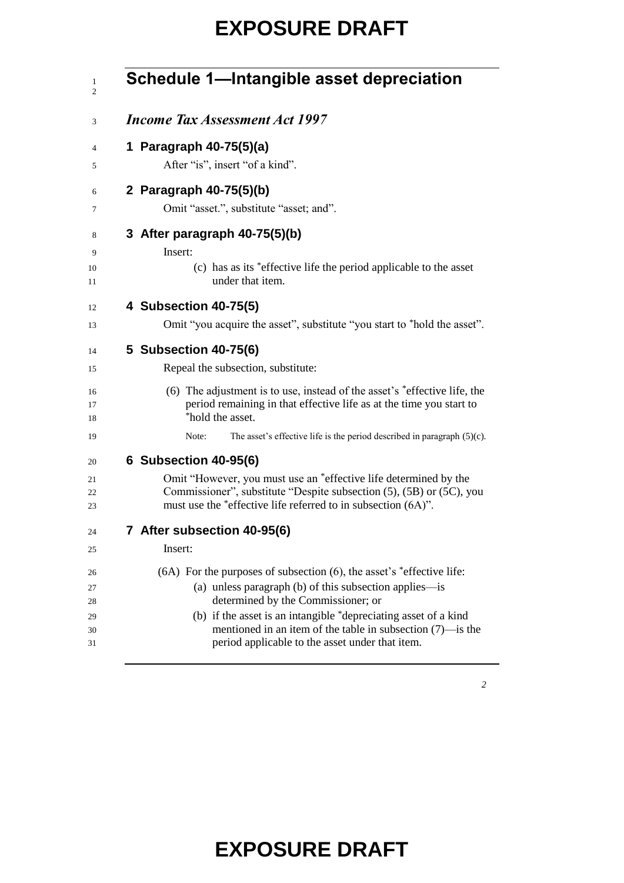# Schedule 1—Intangible asset depreciation

## *Income Tax Assessment Act 1997*

### 1 Paragraph 40-75(5)(a)

After "is", insert "of a kind".

### 2 Paragraph 40-75(5)(b)

Omit "asset.", substitute "asset; and".

### 3 After paragraph 40-75(5)(b)

Insert:

(c) has as its *effective life the period applicable to the asset under that item.

### 4 Subsection 40-75(5)

Omit "you acquire the asset", substitute "you start to *hold the asset".

### 5 Subsection 40-75(6)

Repeal the subsection, substitute:

(6) The adjustment is to use, instead of the asset's *effective life, the period remaining in that effective life as at the time you start to *hold the asset.

Note: The asset's effective life is the period described in paragraph (5)(c).

### 6 Subsection 40-95(6)

Omit "However, you must use an *effective life determined by the Commissioner", substitute "Despite subsection (5), (5B) or (5C), you must use the *effective life referred to in subsection (6A)".

### 7 After subsection 40-95(6)

Insert:

(6A) For the purposes of subsection (6), the asset's *effective life:

(a) unless paragraph (b) of this subsection applies—is determined by the Commissioner; or

(b) if the asset is an intangible *depreciating asset of a kind mentioned in an item of the table in subsection (7)—is the period applicable to the asset under that item.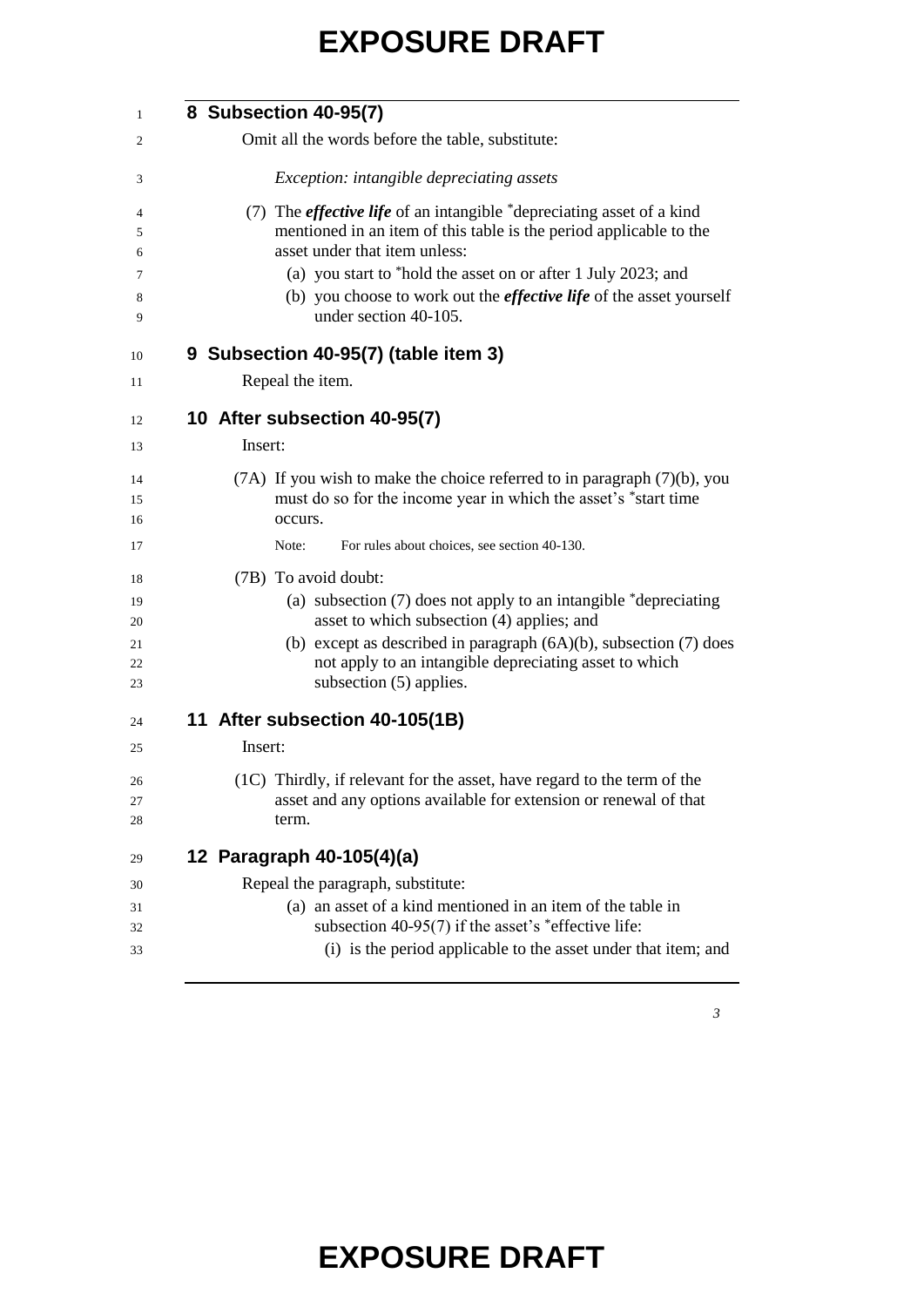## 8 Subsection 40-95(7)

Omit all the words before the table, substitute:

*Exception: intangible depreciating assets*

(7) The ***effective life*** of an intangible *depreciating asset of a kind mentioned in an item of this table is the period applicable to the asset under that item unless:

(a) you start to *hold the asset on or after 1 July 2023; and

(b) you choose to work out the ***effective life*** of the asset yourself under section 40-105.

## 9 Subsection 40-95(7) (table item 3)

Repeal the item.

## 10 After subsection 40-95(7)

Insert:

(7A) If you wish to make the choice referred to in paragraph (7)(b), you must do so for the income year in which the asset's *start time occurs.

Note: For rules about choices, see section 40-130.

(7B) To avoid doubt:

(a) subsection (7) does not apply to an intangible *depreciating asset to which subsection (4) applies; and

(b) except as described in paragraph (6A)(b), subsection (7) does not apply to an intangible depreciating asset to which subsection (5) applies.

## 11 After subsection 40-105(1B)

Insert:

(1C) Thirdly, if relevant for the asset, have regard to the term of the asset and any options available for extension or renewal of that term.

## 12 Paragraph 40-105(4)(a)

Repeal the paragraph, substitute:

(a) an asset of a kind mentioned in an item of the table in subsection 40-95(7) if the asset's *effective life:

(i) is the period applicable to the asset under that item; and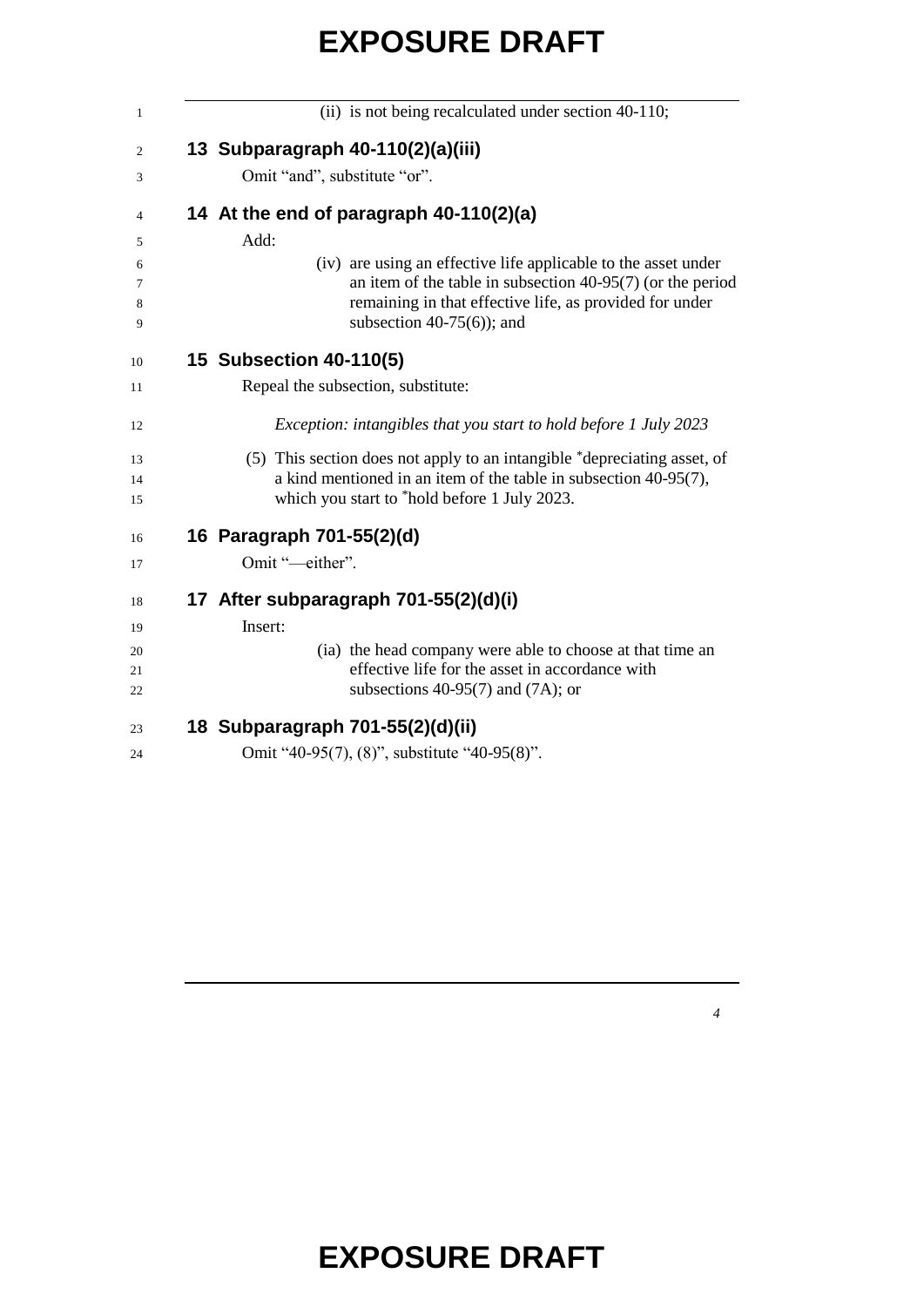(ii) is not being recalculated under section 40-110;

### 13 Subparagraph 40-110(2)(a)(iii)

Omit "and", substitute "or".

### 14 At the end of paragraph 40-110(2)(a)

Add:

(iv) are using an effective life applicable to the asset under an item of the table in subsection 40-95(7) (or the period remaining in that effective life, as provided for under subsection 40-75(6)); and

### 15 Subsection 40-110(5)

Repeal the subsection, substitute:

*Exception: intangibles that you start to hold before 1 July 2023*

(5) This section does not apply to an intangible *depreciating asset, of a kind mentioned in an item of the table in subsection 40-95(7), which you start to *hold before 1 July 2023.

### 16 Paragraph 701-55(2)(d)

Omit "—either".

### 17 After subparagraph 701-55(2)(d)(i)

Insert:

(ia) the head company were able to choose at that time an effective life for the asset in accordance with subsections 40-95(7) and (7A); or

### 18 Subparagraph 701-55(2)(d)(ii)

Omit "40-95(7), (8)", substitute "40-95(8)".